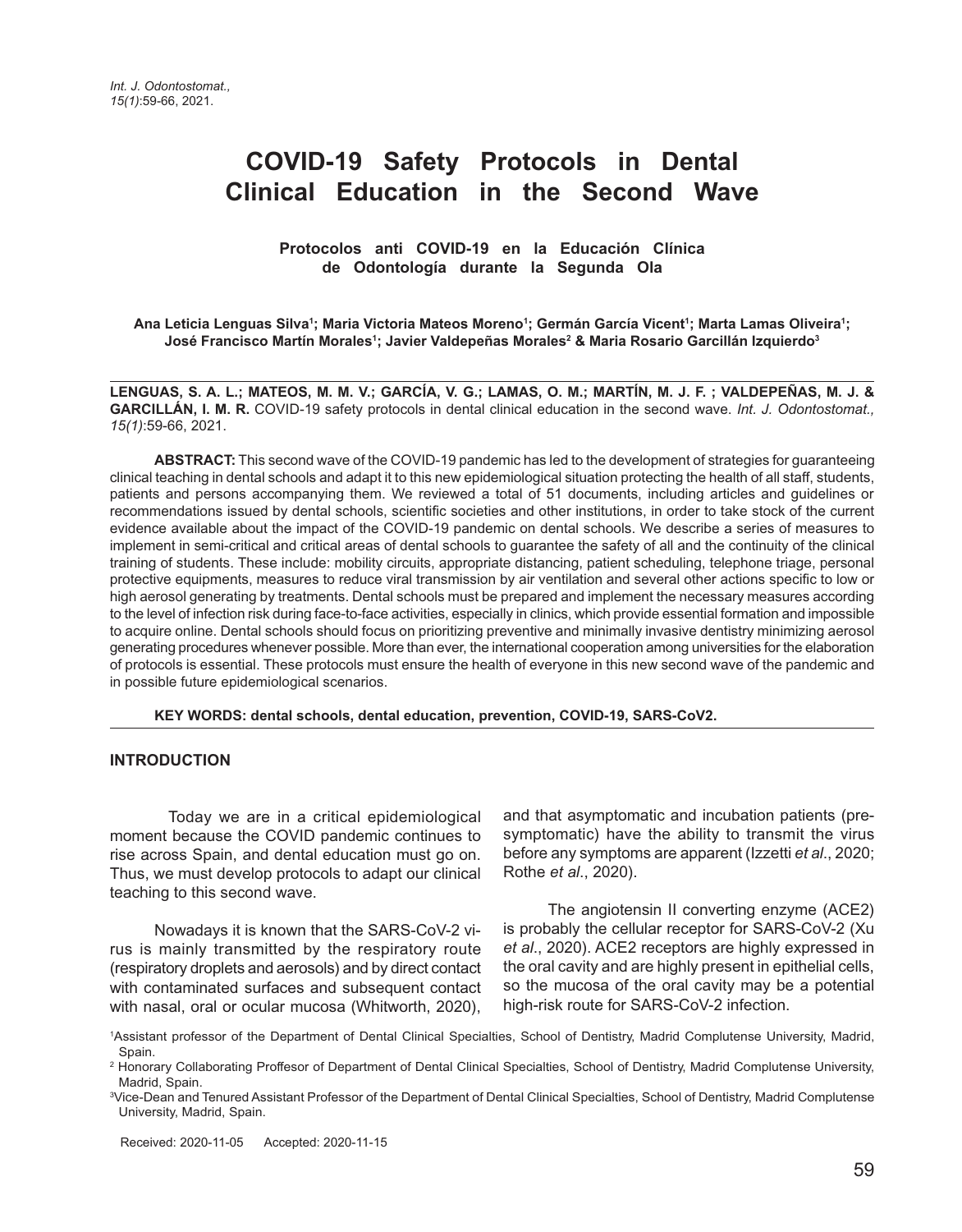# COVID-19 Safety Protocols in Dental Clinical Education in the Second Wave

## Protocolos anti COVID-19 en la Educación Clínica de Odontología durante la Segunda Ola

**Ana Leticia Lenguas Silva[1]; Maria Victoria Mateos Moreno[1]; Germán García Vicent[1]; Marta Lamas Oliveira[1]; José Francisco Martín Morales[1]; Javier Valdepeñas Morales[2] & Maria Rosario Garcillán Izquierdo[3]**

---

**LENGUAS, S. A. L.; MATEOS, M. M. V.; GARCÍA, V. G.; LAMAS, O. M.; MARTÍN, M. J. F. ; VALDEPEÑAS, M. J. & GARCILLÁN, I. M. R.** COVID-19 safety protocols in dental clinical education in the second wave. *Int. J. Odontostomat., 15(1)*:59-66, 2021.

**ABSTRACT:** This second wave of the COVID-19 pandemic has led to the development of strategies for guaranteeing clinical teaching in dental schools and adapt it to this new epidemiological situation protecting the health of all staff, students, patients and persons accompanying them. We reviewed a total of 51 documents, including articles and guidelines or recommendations issued by dental schools, scientific societies and other institutions, in order to take stock of the current evidence available about the impact of the COVID-19 pandemic on dental schools. We describe a series of measures to implement in semi-critical and critical areas of dental schools to guarantee the safety of all and the continuity of the clinical training of students. These include: mobility circuits, appropriate distancing, patient scheduling, telephone triage, personal protective equipments, measures to reduce viral transmission by air ventilation and several other actions specific to low or high aerosol generating by treatments. Dental schools must be prepared and implement the necessary measures according to the level of infection risk during face-to-face activities, especially in clinics, which provide essential formation and impossible to acquire online. Dental schools should focus on prioritizing preventive and minimally invasive dentistry minimizing aerosol generating procedures whenever possible. More than ever, the international cooperation among universities for the elaboration of protocols is essential. These protocols must ensure the health of everyone in this new second wave of the pandemic and in possible future epidemiological scenarios.

**KEY WORDS: dental schools, dental education, prevention, COVID-19, SARS-CoV2.**

---

## INTRODUCTION

Today we are in a critical epidemiological moment because the COVID pandemic continues to rise across Spain, and dental education must go on. Thus, we must develop protocols to adapt our clinical teaching to this second wave.

Nowadays it is known that the SARS-CoV-2 virus is mainly transmitted by the respiratory route (respiratory droplets and aerosols) and by direct contact with contaminated surfaces and subsequent contact with nasal, oral or ocular mucosa (Whitworth, 2020), and that asymptomatic and incubation patients (pre-symptomatic) have the ability to transmit the virus before any symptoms are apparent (Izzetti *et al*., 2020; Rothe *et al*., 2020).

The angiotensin II converting enzyme (ACE2) is probably the cellular receptor for SARS-CoV-2 (Xu *et al*., 2020). ACE2 receptors are highly expressed in the oral cavity and are highly present in epithelial cells, so the mucosa of the oral cavity may be a potential high-risk route for SARS-CoV-2 infection.

---

[1] Assistant professor of the Department of Dental Clinical Specialties, School of Dentistry, Madrid Complutense University, Madrid, Spain.

[2] Honorary Collaborating Proffesor of Department of Dental Clinical Specialties, School of Dentistry, Madrid Complutense University, Madrid, Spain.

[3] Vice-Dean and Tenured Assistant Professor of the Department of Dental Clinical Specialties, School of Dentistry, Madrid Complutense University, Madrid, Spain.

Received: 2020-11-05 Accepted: 2020-11-15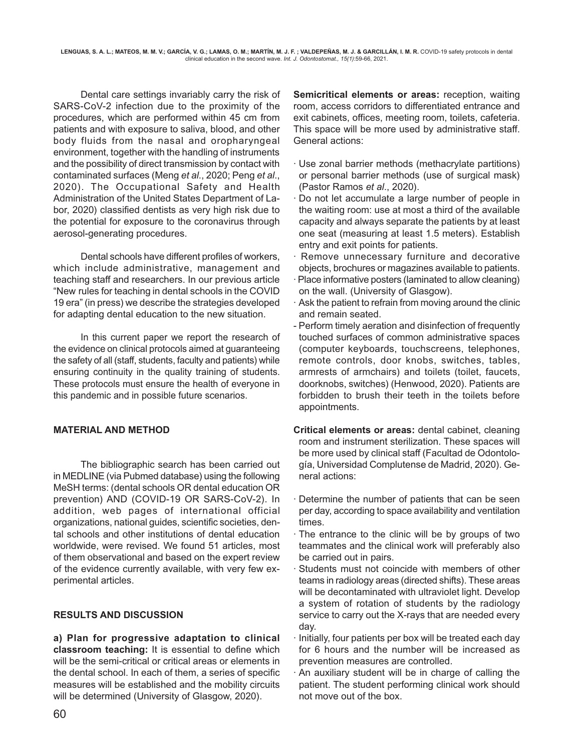Dental care settings invariably carry the risk of SARS-CoV-2 infection due to the proximity of the procedures, which are performed within 45 cm from patients and with exposure to saliva, blood, and other body fluids from the nasal and oropharyngeal environment, together with the handling of instruments and the possibility of direct transmission by contact with contaminated surfaces (Meng *et al*., 2020; Peng *et al*., 2020). The Occupational Safety and Health Administration of the United States Department of Labor, 2020) classified dentists as very high risk due to the potential for exposure to the coronavirus through aerosol-generating procedures.

Dental schools have different profiles of workers, which include administrative, management and teaching staff and researchers. In our previous article "New rules for teaching in dental schools in the COVID 19 era" (in press) we describe the strategies developed for adapting dental education to the new situation.

In this current paper we report the research of the evidence on clinical protocols aimed at guaranteeing the safety of all (staff, students, faculty and patients) while ensuring continuity in the quality training of students. These protocols must ensure the health of everyone in this pandemic and in possible future scenarios.

## MATERIAL AND METHOD

The bibliographic search has been carried out in MEDLINE (via Pubmed database) using the following MeSH terms: (dental schools OR dental education OR prevention) AND (COVID-19 OR SARS-CoV-2). In addition, web pages of international official organizations, national guides, scientific societies, dental schools and other institutions of dental education worldwide, were revised. We found 51 articles, most of them observational and based on the expert review of the evidence currently available, with very few experimental articles.

## RESULTS AND DISCUSSION

**a) Plan for progressive adaptation to clinical classroom teaching:** It is essential to define which will be the semi-critical or critical areas or elements in the dental school. In each of them, a series of specific measures will be established and the mobility circuits will be determined (University of Glasgow, 2020).

**Semicritical elements or areas:** reception, waiting room, access corridors to differentiated entrance and exit cabinets, offices, meeting room, toilets, cafeteria. This space will be more used by administrative staff. General actions:

- · Use zonal barrier methods (methacrylate partitions) or personal barrier methods (use of surgical mask) (Pastor Ramos *et al*., 2020).
- · Do not let accumulate a large number of people in the waiting room: use at most a third of the available capacity and always separate the patients by at least one seat (measuring at least 1.5 meters). Establish entry and exit points for patients.
- · Remove unnecessary furniture and decorative objects, brochures or magazines available to patients.
- · Place informative posters (laminated to allow cleaning) on the wall. (University of Glasgow).
- · Ask the patient to refrain from moving around the clinic and remain seated.
- Perform timely aeration and disinfection of frequently touched surfaces of common administrative spaces (computer keyboards, touchscreens, telephones, remote controls, door knobs, switches, tables, armrests of armchairs) and toilets (toilet, faucets, doorknobs, switches) (Henwood, 2020). Patients are forbidden to brush their teeth in the toilets before appointments.

**Critical elements or areas:** dental cabinet, cleaning room and instrument sterilization. These spaces will be more used by clinical staff (Facultad de Odontología, Universidad Complutense de Madrid, 2020). General actions:

- · Determine the number of patients that can be seen per day, according to space availability and ventilation times.
- · The entrance to the clinic will be by groups of two teammates and the clinical work will preferably also be carried out in pairs.
- · Students must not coincide with members of other teams in radiology areas (directed shifts). These areas will be decontaminated with ultraviolet light. Develop a system of rotation of students by the radiology service to carry out the X-rays that are needed every day.
- · Initially, four patients per box will be treated each day for 6 hours and the number will be increased as prevention measures are controlled.
- · An auxiliary student will be in charge of calling the patient. The student performing clinical work should not move out of the box.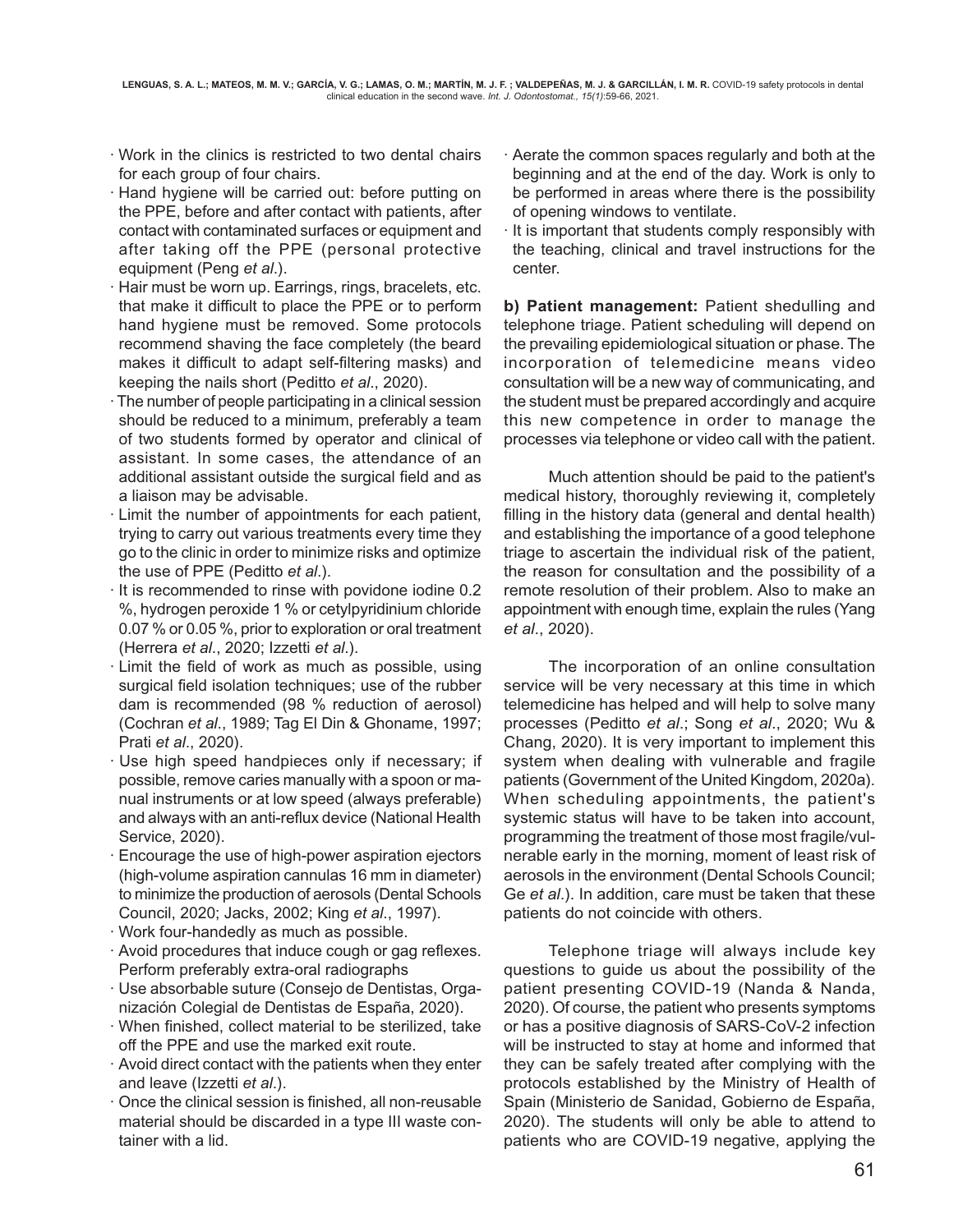- · Work in the clinics is restricted to two dental chairs for each group of four chairs.
- · Hand hygiene will be carried out: before putting on the PPE, before and after contact with patients, after contact with contaminated surfaces or equipment and after taking off the PPE (personal protective equipment (Peng *et al*.).
- · Hair must be worn up. Earrings, rings, bracelets, etc. that make it difficult to place the PPE or to perform hand hygiene must be removed. Some protocols recommend shaving the face completely (the beard makes it difficult to adapt self-filtering masks) and keeping the nails short (Peditto *et al*., 2020).
- · The number of people participating in a clinical session should be reduced to a minimum, preferably a team of two students formed by operator and clinical of assistant. In some cases, the attendance of an additional assistant outside the surgical field and as a liaison may be advisable.
- · Limit the number of appointments for each patient, trying to carry out various treatments every time they go to the clinic in order to minimize risks and optimize the use of PPE (Peditto *et al*.).
- · It is recommended to rinse with povidone iodine 0.2 %, hydrogen peroxide 1 % or cetylpyridinium chloride 0.07 % or 0.05 %, prior to exploration or oral treatment (Herrera *et al*., 2020; Izzetti *et al*.).
- · Limit the field of work as much as possible, using surgical field isolation techniques; use of the rubber dam is recommended (98 % reduction of aerosol) (Cochran *et al*., 1989; Tag El Din & Ghoname, 1997; Prati *et al*., 2020).
- · Use high speed handpieces only if necessary; if possible, remove caries manually with a spoon or manual instruments or at low speed (always preferable) and always with an anti-reflux device (National Health Service, 2020).
- · Encourage the use of high-power aspiration ejectors (high-volume aspiration cannulas 16 mm in diameter) to minimize the production of aerosols (Dental Schools Council, 2020; Jacks, 2002; King *et al*., 1997).
- · Work four-handedly as much as possible.
- · Avoid procedures that induce cough or gag reflexes. Perform preferably extra-oral radiographs
- · Use absorbable suture (Consejo de Dentistas, Organización Colegial de Dentistas de España, 2020).
- · When finished, collect material to be sterilized, take off the PPE and use the marked exit route.
- · Avoid direct contact with the patients when they enter and leave (Izzetti *et al*.).
- · Once the clinical session is finished, all non-reusable material should be discarded in a type III waste container with a lid.
- · Aerate the common spaces regularly and both at the beginning and at the end of the day. Work is only to be performed in areas where there is the possibility of opening windows to ventilate.
- · It is important that students comply responsibly with the teaching, clinical and travel instructions for the center.

**b) Patient management:** Patient shedulling and telephone triage. Patient scheduling will depend on the prevailing epidemiological situation or phase. The incorporation of telemedicine means video consultation will be a new way of communicating, and the student must be prepared accordingly and acquire this new competence in order to manage the processes via telephone or video call with the patient.

Much attention should be paid to the patient's medical history, thoroughly reviewing it, completely filling in the history data (general and dental health) and establishing the importance of a good telephone triage to ascertain the individual risk of the patient, the reason for consultation and the possibility of a remote resolution of their problem. Also to make an appointment with enough time, explain the rules (Yang *et al*., 2020).

The incorporation of an online consultation service will be very necessary at this time in which telemedicine has helped and will help to solve many processes (Peditto *et al*.; Song *et al*., 2020; Wu & Chang, 2020). It is very important to implement this system when dealing with vulnerable and fragile patients (Government of the United Kingdom, 2020a). When scheduling appointments, the patient's systemic status will have to be taken into account, programming the treatment of those most fragile/vulnerable early in the morning, moment of least risk of aerosols in the environment (Dental Schools Council; Ge *et al*.). In addition, care must be taken that these patients do not coincide with others.

Telephone triage will always include key questions to guide us about the possibility of the patient presenting COVID-19 (Nanda & Nanda, 2020). Of course, the patient who presents symptoms or has a positive diagnosis of SARS-CoV-2 infection will be instructed to stay at home and informed that they can be safely treated after complying with the protocols established by the Ministry of Health of Spain (Ministerio de Sanidad, Gobierno de España, 2020). The students will only be able to attend to patients who are COVID-19 negative, applying the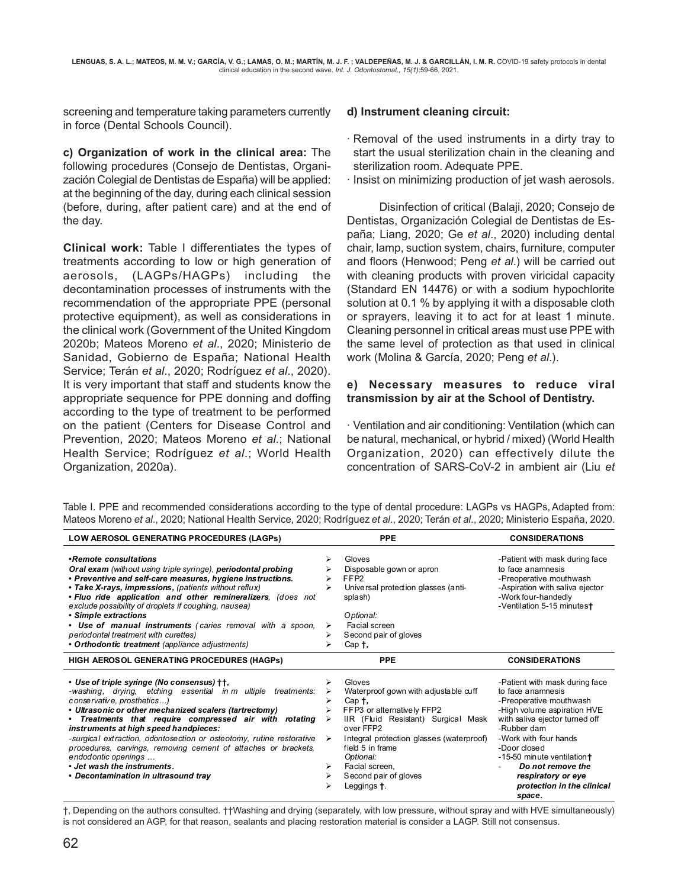screening and temperature taking parameters currently in force (Dental Schools Council).

**c) Organization of work in the clinical area:** The following procedures (Consejo de Dentistas, Organización Colegial de Dentistas de España) will be applied: at the beginning of the day, during each clinical session (before, during, after patient care) and at the end of the day.

**Clinical work:** Table I differentiates the types of treatments according to low or high generation of aerosols, (LAGPs/HAGPs) including the decontamination processes of instruments with the recommendation of the appropriate PPE (personal protective equipment), as well as considerations in the clinical work (Government of the United Kingdom 2020b; Mateos Moreno *et al*., 2020; Ministerio de Sanidad, Gobierno de España; National Health Service; Terán *et al*., 2020; Rodríguez *et al*., 2020). It is very important that staff and students know the appropriate sequence for PPE donning and doffing according to the type of treatment to be performed on the patient (Centers for Disease Control and Prevention, 2020; Mateos Moreno *et al*.; National Health Service; Rodríguez *et al*.; World Health Organization, 2020a).

**d) Instrument cleaning circuit:**

· Removal of the used instruments in a dirty tray to start the usual sterilization chain in the cleaning and sterilization room. Adequate PPE.
· Insist on minimizing production of jet wash aerosols.

Disinfection of critical (Balaji, 2020; Consejo de Dentistas, Organización Colegial de Dentistas de España; Liang, 2020; Ge *et al*., 2020) including dental chair, lamp, suction system, chairs, furniture, computer and floors (Henwood; Peng *et al*.) will be carried out with cleaning products with proven viricidal capacity (Standard EN 14476) or with a sodium hypochlorite solution at 0.1 % by applying it with a disposable cloth or sprayers, leaving it to act for at least 1 minute. Cleaning personnel in critical areas must use PPE with the same level of protection as that used in clinical work (Molina & García, 2020; Peng *et al*.).

**e) Necessary measures to reduce viral transmission by air at the School of Dentistry.**

· Ventilation and air conditioning: Ventilation (which can be natural, mechanical, or hybrid / mixed) (World Health Organization, 2020) can effectively dilute the concentration of SARS-CoV-2 in ambient air (Liu *et*

Table I. PPE and recommended considerations according to the type of dental procedure: LAGPs vs HAGPs, Adapted from: Mateos Moreno *et al*., 2020; National Health Service, 2020; Rodríguez *et al*., 2020; Terán *et al*., 2020; Ministerio España, 2020.

| LOW AEROSOL GENERATING PROCEDURES (LAGPs) | PPE | CONSIDERATIONS |
|---|---|---|
| ***•Remote consultations***<br>***Oral exam*** *(without using triple syringe)*, ***periodontal probing***<br>***• Preventive and self-care measures, hygiene instructions.***<br>***• Take X-rays, impressions,*** *(patients without reflux)*<br>***• Fluo ride application and other remineralizers***, *(does not exclude possibility of droplets if coughing, nausea)*<br>***• Simple extractions***<br>***• Use of manual instruments*** *(caries removal with a spoon, periodontal treatment with curettes)*<br>***• Orthodontic treatment*** *(appliance adjustments)* | ➢ Gloves<br>➢ Disposable gown or apron<br>➢ FFP2<br>➢ Universal protection glasses (anti-splash)<br>*Optional:*<br>➢ Facial screen<br>➢ Second pair of gloves<br>➢ Cap **†**, | -Patient with mask during face to face anamnesis<br>-Preoperative mouthwash<br>-Aspiration with saliva ejector<br>-Work four-handedly<br>-Ventilation 5-15 minutes**†** |
| **HIGH AEROSOL GENERATING PROCEDURES (HAGPs)** | **PPE** | **CONSIDERATIONS** |
| ***• Use of triple syringe (No consensus) ††,***<br>*-washing, drying, etching essential in m ultiple treatments: conservative, prosthetics…)*<br>***• Ultrasonic or other mechanized scalers (tartrectomy)***<br>***• Treatments that require compressed air with rotating instruments at high speed handpieces:***<br>*-surgical extraction, odontosection or osteotomy, rutine restorative procedures, carvings, removing cement of attaches or brackets, endodontic openings …*<br>***• Jet wash the instruments.***<br>***• Decontamination in ultrasound tray*** | ➢ Gloves<br>➢ Waterproof gown with adjustable cuff<br>➢ Cap **†**,<br>➢ FFP3 or alternatively FFP2<br>➢ IIR (Fluid Resistant) Surgical Mask over FFP2<br>➢ Integral protection glasses (waterproof) field 5 in frame<br>*Optional:*<br>➢ Facial screen,<br>➢ Second pair of gloves<br>➢ Leggings **†**. | -Patient with mask during face to face anamnesis<br>-Preoperative mouthwash<br>-High volume aspiration HVE with saliva ejector turned off<br>-Rubber dam<br>-Work with four hands<br>-Door closed<br>-15-50 minute ventilation**†**<br>- ***Do not remove the respiratory or eye protection in the clinical space.*** |

†, Depending on the authors consulted. ††Washing and drying (separately, with low pressure, without spray and with HVE simultaneously) is not considered an AGP, for that reason, sealants and placing restoration material is consider a LAGP. Still not consensus.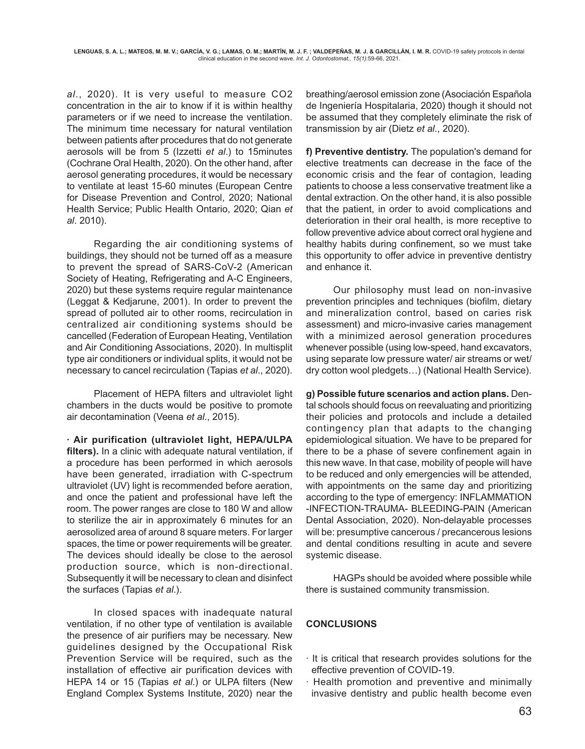*al*., 2020). It is very useful to measure $CO_2$ concentration in the air to know if it is within healthy parameters or if we need to increase the ventilation. The minimum time necessary for natural ventilation between patients after procedures that do not generate aerosols will be from 5 (Izzetti *et al*.) to 15minutes (Cochrane Oral Health, 2020). On the other hand, after aerosol generating procedures, it would be necessary to ventilate at least 15-60 minutes (European Centre for Disease Prevention and Control, 2020; National Health Service; Public Health Ontario, 2020; Qian *et al*. 2010).

Regarding the air conditioning systems of buildings, they should not be turned off as a measure to prevent the spread of SARS-CoV-2 (American Society of Heating, Refrigerating and A-C Engineers, 2020) but these systems require regular maintenance (Leggat & Kedjarune, 2001). In order to prevent the spread of polluted air to other rooms, recirculation in centralized air conditioning systems should be cancelled (Federation of European Heating, Ventilation and Air Conditioning Associations, 2020). In multisplit type air conditioners or individual splits, it would not be necessary to cancel recirculation (Tapias *et al*., 2020).

Placement of HEPA filters and ultraviolet light chambers in the ducts would be positive to promote air decontamination (Veena *et al*., 2015).

· **Air purification (ultraviolet light, HEPA/ULPA filters).** In a clinic with adequate natural ventilation, if a procedure has been performed in which aerosols have been generated, irradiation with C-spectrum ultraviolet (UV) light is recommended before aeration, and once the patient and professional have left the room. The power ranges are close to 180 W and allow to sterilize the air in approximately 6 minutes for an aerosolized area of around 8 square meters. For larger spaces, the time or power requirements will be greater. The devices should ideally be close to the aerosol production source, which is non-directional. Subsequently it will be necessary to clean and disinfect the surfaces (Tapias *et al*.).

In closed spaces with inadequate natural ventilation, if no other type of ventilation is available the presence of air purifiers may be necessary. New guidelines designed by the Occupational Risk Prevention Service will be required, such as the installation of effective air purification devices with HEPA 14 or 15 (Tapias *et al*.) or ULPA filters (New England Complex Systems Institute, 2020) near the breathing/aerosol emission zone (Asociación Española de Ingeniería Hospitalaria, 2020) though it should not be assumed that they completely eliminate the risk of transmission by air (Dietz *et al*., 2020).

**f) Preventive dentistry.** The population's demand for elective treatments can decrease in the face of the economic crisis and the fear of contagion, leading patients to choose a less conservative treatment like a dental extraction. On the other hand, it is also possible that the patient, in order to avoid complications and deterioration in their oral health, is more receptive to follow preventive advice about correct oral hygiene and healthy habits during confinement, so we must take this opportunity to offer advice in preventive dentistry and enhance it.

Our philosophy must lead on non-invasive prevention principles and techniques (biofilm, dietary and mineralization control, based on caries risk assessment) and micro-invasive caries management with a minimized aerosol generation procedures whenever possible (using low-speed, hand excavators, using separate low pressure water/ air streams or wet/ dry cotton wool pledgets…) (National Health Service).

**g) Possible future scenarios and action plans.** Dental schools should focus on reevaluating and prioritizing their policies and protocols and include a detailed contingency plan that adapts to the changing epidemiological situation. We have to be prepared for there to be a phase of severe confinement again in this new wave. In that case, mobility of people will have to be reduced and only emergencies will be attended, with appointments on the same day and prioritizing according to the type of emergency: INFLAMMATION -INFECTION-TRAUMA- BLEEDING-PAIN (American Dental Association, 2020). Non-delayable processes will be: presumptive cancerous / precancerous lesions and dental conditions resulting in acute and severe systemic disease.

HAGPs should be avoided where possible while there is sustained community transmission.

## CONCLUSIONS

- It is critical that research provides solutions for the effective prevention of COVID-19.
- Health promotion and preventive and minimally invasive dentistry and public health become even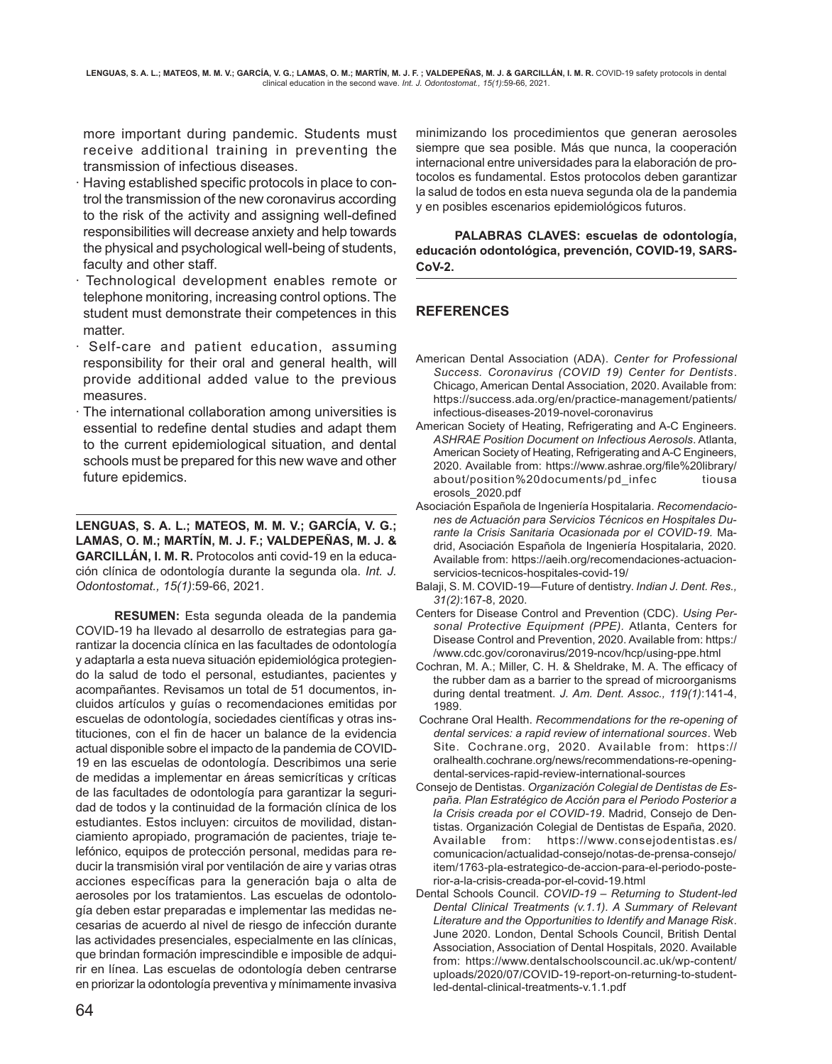more important during pandemic. Students must receive additional training in preventing the transmission of infectious diseases.

- Having established specific protocols in place to control the transmission of the new coronavirus according to the risk of the activity and assigning well-defined responsibilities will decrease anxiety and help towards the physical and psychological well-being of students, faculty and other staff.
- Technological development enables remote or telephone monitoring, increasing control options. The student must demonstrate their competences in this matter.
- Self-care and patient education, assuming responsibility for their oral and general health, will provide additional added value to the previous measures.
- The international collaboration among universities is essential to redefine dental studies and adapt them to the current epidemiological situation, and dental schools must be prepared for this new wave and other future epidemics.

---

**LENGUAS, S. A. L.; MATEOS, M. M. V.; GARCÍA, V. G.; LAMAS, O. M.; MARTÍN, M. J. F.; VALDEPEÑAS, M. J. & GARCILLÁN, I. M. R.** Protocolos anti covid-19 en la educación clínica de odontología durante la segunda ola. *Int. J. Odontostomat., 15(1)*:59-66, 2021.

**RESUMEN:** Esta segunda oleada de la pandemia COVID-19 ha llevado al desarrollo de estrategias para garantizar la docencia clínica en las facultades de odontología y adaptarla a esta nueva situación epidemiológica protegiendo la salud de todo el personal, estudiantes, pacientes y acompañantes. Revisamos un total de 51 documentos, incluidos artículos y guías o recomendaciones emitidas por escuelas de odontología, sociedades científicas y otras instituciones, con el fin de hacer un balance de la evidencia actual disponible sobre el impacto de la pandemia de COVID-19 en las escuelas de odontología. Describimos una serie de medidas a implementar en áreas semicríticas y críticas de las facultades de odontología para garantizar la seguridad de todos y la continuidad de la formación clínica de los estudiantes. Estos incluyen: circuitos de movilidad, distanciamiento apropiado, programación de pacientes, triaje telefónico, equipos de protección personal, medidas para reducir la transmisión viral por ventilación de aire y varias otras acciones específicas para la generación baja o alta de aerosoles por los tratamientos. Las escuelas de odontología deben estar preparadas e implementar las medidas necesarias de acuerdo al nivel de riesgo de infección durante las actividades presenciales, especialmente en las clínicas, que brindan formación imprescindible e imposible de adquirir en línea. Las escuelas de odontología deben centrarse en priorizar la odontología preventiva y mínimamente invasiva minimizando los procedimientos que generan aerosoles siempre que sea posible. Más que nunca, la cooperación internacional entre universidades para la elaboración de protocolos es fundamental. Estos protocolos deben garantizar la salud de todos en esta nueva segunda ola de la pandemia y en posibles escenarios epidemiológicos futuros.

**PALABRAS CLAVES: escuelas de odontología, educación odontológica, prevención, COVID-19, SARS-CoV-2.**

---

## REFERENCES

American Dental Association (ADA). *Center for Professional Success. Coronavirus (COVID 19) Center for Dentists*. Chicago, American Dental Association, 2020. Available from: https://success.ada.org/en/practice-management/patients/infectious-diseases-2019-novel-coronavirus

American Society of Heating, Refrigerating and A-C Engineers. *ASHRAE Position Document on Infectious Aerosols*. Atlanta, American Society of Heating, Refrigerating and A-C Engineers, 2020. Available from: https://www.ashrae.org/file%20library/about/position%20documents/pd_infec tiousa erosols_2020.pdf

Asociación Española de Ingeniería Hospitalaria. *Recomendaciones de Actuación para Servicios Técnicos en Hospitales Durante la Crisis Sanitaria Ocasionada por el COVID-19*. Madrid, Asociación Española de Ingeniería Hospitalaria, 2020. Available from: https://aeih.org/recomendaciones-actuacion-servicios-tecnicos-hospitales-covid-19/

Balaji, S. M. COVID-19—Future of dentistry. *Indian J. Dent. Res., 31(2)*:167-8, 2020.

Centers for Disease Control and Prevention (CDC). *Using Personal Protective Equipment (PPE)*. Atlanta, Centers for Disease Control and Prevention, 2020. Available from: https://www.cdc.gov/coronavirus/2019-ncov/hcp/using-ppe.html

Cochran, M. A.; Miller, C. H. & Sheldrake, M. A. The efficacy of the rubber dam as a barrier to the spread of microorganisms during dental treatment. *J. Am. Dent. Assoc., 119(1)*:141-4, 1989.

Cochrane Oral Health. *Recommendations for the re-opening of dental services: a rapid review of international sources*. Web Site. Cochrane.org, 2020. Available from: https://oralhealth.cochrane.org/news/recommendations-re-opening-dental-services-rapid-review-international-sources

Consejo de Dentistas. *Organización Colegial de Dentistas de España. Plan Estratégico de Acción para el Periodo Posterior a la Crisis creada por el COVID-19*. Madrid, Consejo de Dentistas. Organización Colegial de Dentistas de España, 2020. Available from: https://www.consejodentistas.es/comunicacion/actualidad-consejo/notas-de-prensa-consejo/item/1763-pla-estrategico-de-accion-para-el-periodo-posterior-a-la-crisis-creada-por-el-covid-19.html

Dental Schools Council. *COVID-19 – Returning to Student-led Dental Clinical Treatments (v.1.1). A Summary of Relevant Literature and the Opportunities to Identify and Manage Risk*. June 2020. London, Dental Schools Council, British Dental Association, Association of Dental Hospitals, 2020. Available from: https://www.dentalschoolscouncil.ac.uk/wp-content/uploads/2020/07/COVID-19-report-on-returning-to-student-led-dental-clinical-treatments-v.1.1.pdf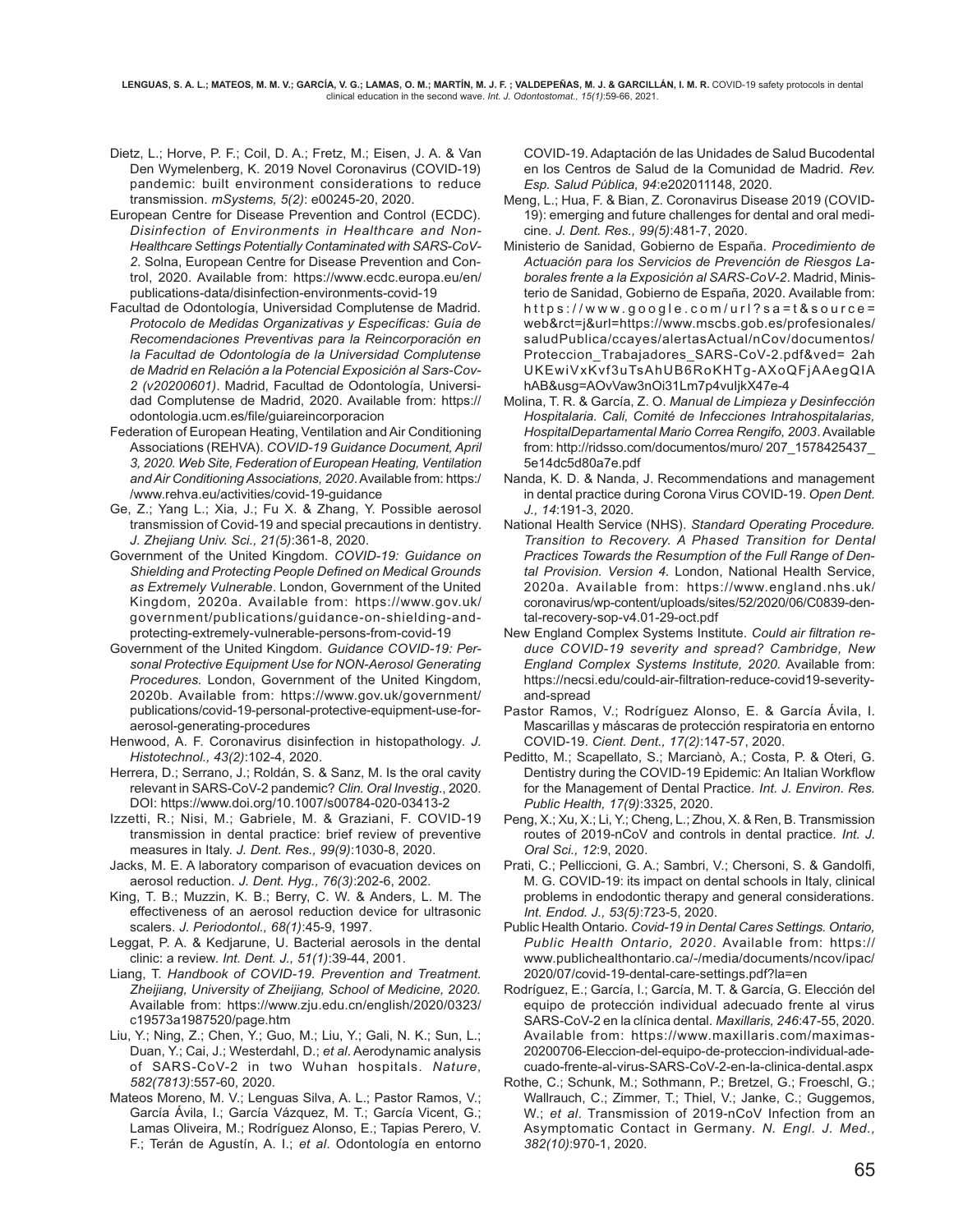Dietz, L.; Horve, P. F.; Coil, D. A.; Fretz, M.; Eisen, J. A. & Van Den Wymelenberg, K. 2019 Novel Coronavirus (COVID-19) pandemic: built environment considerations to reduce transmission. *mSystems, 5(2)*: e00245-20, 2020.

European Centre for Disease Prevention and Control (ECDC). *Disinfection of Environments in Healthcare and Non-Healthcare Settings Potentially Contaminated with SARS-CoV-2.* Solna, European Centre for Disease Prevention and Control, 2020. Available from: https://www.ecdc.europa.eu/en/publications-data/disinfection-environments-covid-19

Facultad de Odontología, Universidad Complutense de Madrid. *Protocolo de Medidas Organizativas y Específicas: Guía de Recomendaciones Preventivas para la Reincorporación en la Facultad de Odontología de la Universidad Complutense de Madrid en Relación a la Potencial Exposición al Sars-Cov-2 (v20200601)*. Madrid, Facultad de Odontología, Universidad Complutense de Madrid, 2020. Available from: https://odontologia.ucm.es/file/guiareincorporacion

Federation of European Heating, Ventilation and Air Conditioning Associations (REHVA). *COVID-19 Guidance Document, April 3, 2020. Web Site, Federation of European Heating, Ventilation and Air Conditioning Associations, 2020*. Available from: https://www.rehva.eu/activities/covid-19-guidance

Ge, Z.; Yang L.; Xia, J.; Fu X. & Zhang, Y. Possible aerosol transmission of Covid-19 and special precautions in dentistry. *J. Zhejiang Univ. Sci., 21(5)*:361-8, 2020.

Government of the United Kingdom. *COVID-19: Guidance on Shielding and Protecting People Defined on Medical Grounds as Extremely Vulnerable*. London, Government of the United Kingdom, 2020a. Available from: https://www.gov.uk/government/publications/guidance-on-shielding-and-protecting-extremely-vulnerable-persons-from-covid-19

Government of the United Kingdom. *Guidance COVID-19: Personal Protective Equipment Use for NON-Aerosol Generating Procedures.* London, Government of the United Kingdom, 2020b. Available from: https://www.gov.uk/government/publications/covid-19-personal-protective-equipment-use-for-aerosol-generating-procedures

Henwood, A. F. Coronavirus disinfection in histopathology. *J. Histotechnol., 43(2)*:102-4, 2020.

Herrera, D.; Serrano, J.; Roldán, S. & Sanz, M. Is the oral cavity relevant in SARS-CoV-2 pandemic? *Clin. Oral Investig*., 2020. DOI: https://www.doi.org/10.1007/s00784-020-03413-2

Izzetti, R.; Nisi, M.; Gabriele, M. & Graziani, F. COVID-19 transmission in dental practice: brief review of preventive measures in Italy. *J. Dent. Res., 99(9)*:1030-8, 2020.

Jacks, M. E. A laboratory comparison of evacuation devices on aerosol reduction. *J. Dent. Hyg., 76(3)*:202-6, 2002.

King, T. B.; Muzzin, K. B.; Berry, C. W. & Anders, L. M. The effectiveness of an aerosol reduction device for ultrasonic scalers. *J. Periodontol., 68(1)*:45-9, 1997.

Leggat, P. A. & Kedjarune, U. Bacterial aerosols in the dental clinic: a review. *Int. Dent. J., 51(1)*:39-44, 2001.

Liang, T. *Handbook of COVID-19. Prevention and Treatment. Zheijiang, University of Zheijiang, School of Medicine, 2020.* Available from: https://www.zju.edu.cn/english/2020/0323/c19573a1987520/page.htm

Liu, Y.; Ning, Z.; Chen, Y.; Guo, M.; Liu, Y.; Gali, N. K.; Sun, L.; Duan, Y.; Cai, J.; Westerdahl, D.; *et al*. Aerodynamic analysis of SARS-CoV-2 in two Wuhan hospitals. *Nature, 582(7813)*:557-60, 2020.

Mateos Moreno, M. V.; Lenguas Silva, A. L.; Pastor Ramos, V.; García Ávila, I.; García Vázquez, M. T.; García Vicent, G.; Lamas Oliveira, M.; Rodríguez Alonso, E.; Tapias Perero, V. F.; Terán de Agustín, A. I.; *et al*. Odontología en entorno COVID-19. Adaptación de las Unidades de Salud Bucodental en los Centros de Salud de la Comunidad de Madrid. *Rev. Esp. Salud Pública, 94*:e202011148, 2020.

Meng, L.; Hua, F. & Bian, Z. Coronavirus Disease 2019 (COVID-19): emerging and future challenges for dental and oral medicine. *J. Dent. Res., 99(5)*:481-7, 2020.

Ministerio de Sanidad, Gobierno de España. *Procedimiento de Actuación para los Servicios de Prevención de Riesgos Laborales frente a la Exposición al SARS-CoV-2*. Madrid, Ministerio de Sanidad, Gobierno de España, 2020. Available from: https://www.google.com/url?sa=t&source=web&rct=j&url=https://www.mscbs.gob.es/profesionales/saludPublica/ccayes/alertasActual/nCov/documentos/Proteccion_Trabajadores_SARS-CoV-2.pdf&ved= 2ahUKEwiVxKvf3uTsAhUB6RoKHTg-AXoQFjAAegQIAhAB&usg=AOvVaw3nOi31Lm7p4vuljkX47e-4

Molina, T. R. & García, Z. O. *Manual de Limpieza y Desinfección Hospitalaria. Cali, Comité de Infecciones Intrahospitalarias, HospitalDepartamental Mario Correa Rengifo, 2003*. Available from: http://ridsso.com/documentos/muro/ 207_1578425437_5e14dc5d80a7e.pdf

Nanda, K. D. & Nanda, J. Recommendations and management in dental practice during Corona Virus COVID-19. *Open Dent. J., 14*:191-3, 2020.

National Health Service (NHS). *Standard Operating Procedure. Transition to Recovery. A Phased Transition for Dental Practices Towards the Resumption of the Full Range of Dental Provision. Version 4.* London, National Health Service, 2020a. Available from: https://www.england.nhs.uk/coronavirus/wp-content/uploads/sites/52/2020/06/C0839-dental-recovery-sop-v4.01-29-oct.pdf

New England Complex Systems Institute. *Could air filtration reduce COVID-19 severity and spread? Cambridge, New England Complex Systems Institute, 2020.* Available from: https://necsi.edu/could-air-filtration-reduce-covid19-severity-and-spread

Pastor Ramos, V.; Rodríguez Alonso, E. & García Ávila, I. Mascarillas y máscaras de protección respiratoria en entorno COVID-19. *Cient. Dent., 17(2)*:147-57, 2020.

Peditto, M.; Scapellato, S.; Marcianò, A.; Costa, P. & Oteri, G. Dentistry during the COVID-19 Epidemic: An Italian Workflow for the Management of Dental Practice. *Int. J. Environ. Res. Public Health, 17(9)*:3325, 2020.

Peng, X.; Xu, X.; Li, Y.; Cheng, L.; Zhou, X. & Ren, B. Transmission routes of 2019-nCoV and controls in dental practice. *Int. J. Oral Sci., 12*:9, 2020.

Prati, C.; Pelliccioni, G. A.; Sambri, V.; Chersoni, S. & Gandolfi, M. G. COVID-19: its impact on dental schools in Italy, clinical problems in endodontic therapy and general considerations. *Int. Endod. J., 53(5)*:723-5, 2020.

Public Health Ontario. *Covid-19 in Dental Cares Settings. Ontario, Public Health Ontario, 2020*. Available from: https://www.publichealthontario.ca/-/media/documents/ncov/ipac/2020/07/covid-19-dental-care-settings.pdf?la=en

Rodríguez, E.; García, I.; García, M. T. & García, G. Elección del equipo de protección individual adecuado frente al virus SARS-CoV-2 en la clínica dental. *Maxillaris, 246*:47-55, 2020. Available from: https://www.maxillaris.com/maximas-20200706-Eleccion-del-equipo-de-proteccion-individual-adecuado-frente-al-virus-SARS-CoV-2-en-la-clinica-dental.aspx

Rothe, C.; Schunk, M.; Sothmann, P.; Bretzel, G.; Froeschl, G.; Wallrauch, C.; Zimmer, T.; Thiel, V.; Janke, C.; Guggemos, W.; *et al*. Transmission of 2019-nCoV Infection from an Asymptomatic Contact in Germany. *N. Engl. J. Med., 382(10)*:970-1, 2020.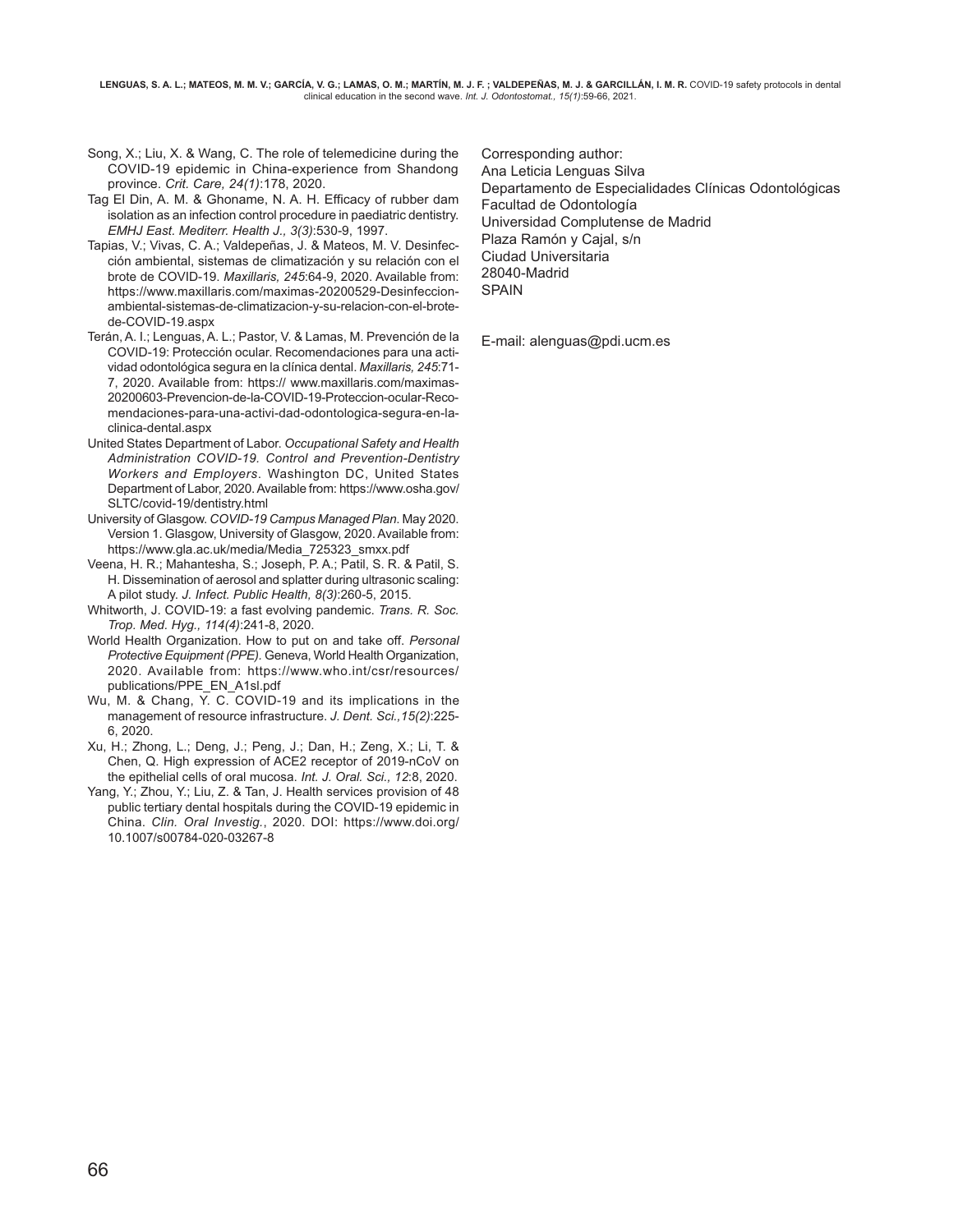Song, X.; Liu, X. & Wang, C. The role of telemedicine during the COVID-19 epidemic in China-experience from Shandong province. *Crit. Care, 24(1)*:178, 2020.

Tag El Din, A. M. & Ghoname, N. A. H. Efficacy of rubber dam isolation as an infection control procedure in paediatric dentistry. *EMHJ East. Mediterr. Health J., 3(3)*:530-9, 1997.

Tapias, V.; Vivas, C. A.; Valdepeñas, J. & Mateos, M. V. Desinfección ambiental, sistemas de climatización y su relación con el brote de COVID-19. *Maxillaris, 245*:64-9, 2020. Available from: https://www.maxillaris.com/maximas-20200529-Desinfeccion-ambiental-sistemas-de-climatizacion-y-su-relacion-con-el-brote-de-COVID-19.aspx

Terán, A. I.; Lenguas, A. L.; Pastor, V. & Lamas, M. Prevención de la COVID-19: Protección ocular. Recomendaciones para una actividad odontológica segura en la clínica dental. *Maxillaris, 245*:71-7, 2020. Available from: https:// www.maxillaris.com/maximas-20200603-Prevencion-de-la-COVID-19-Proteccion-ocular-Recomendaciones-para-una-activi-dad-odontologica-segura-en-la-clinica-dental.aspx

United States Department of Labor. *Occupational Safety and Health Administration COVID-19. Control and Prevention-Dentistry Workers and Employers*. Washington DC, United States Department of Labor, 2020. Available from: https://www.osha.gov/SLTC/covid-19/dentistry.html

University of Glasgow. *COVID-19 Campus Managed Plan*. May 2020. Version 1. Glasgow, University of Glasgow, 2020. Available from: https://www.gla.ac.uk/media/Media_725323_smxx.pdf

Veena, H. R.; Mahantesha, S.; Joseph, P. A.; Patil, S. R. & Patil, S. H. Dissemination of aerosol and splatter during ultrasonic scaling: A pilot study. *J. Infect. Public Health, 8(3)*:260-5, 2015.

Whitworth, J. COVID-19: a fast evolving pandemic. *Trans. R. Soc. Trop. Med. Hyg., 114(4)*:241-8, 2020.

World Health Organization. How to put on and take off. *Personal Protective Equipment (PPE)*. Geneva, World Health Organization, 2020. Available from: https://www.who.int/csr/resources/publications/PPE_EN_A1sl.pdf

Wu, M. & Chang, Y. C. COVID-19 and its implications in the management of resource infrastructure. *J. Dent. Sci.,15(2)*:225-6, 2020.

Xu, H.; Zhong, L.; Deng, J.; Peng, J.; Dan, H.; Zeng, X.; Li, T. & Chen, Q. High expression of ACE2 receptor of 2019-nCoV on the epithelial cells of oral mucosa. *Int. J. Oral. Sci., 12*:8, 2020.

Yang, Y.; Zhou, Y.; Liu, Z. & Tan, J. Health services provision of 48 public tertiary dental hospitals during the COVID-19 epidemic in China. *Clin. Oral Investig.*, 2020. DOI: https://www.doi.org/10.1007/s00784-020-03267-8

Corresponding author:
Ana Leticia Lenguas Silva
Departamento de Especialidades Clínicas Odontológicas
Facultad de Odontología
Universidad Complutense de Madrid
Plaza Ramón y Cajal, s/n
Ciudad Universitaria
28040-Madrid
SPAIN

E-mail: alenguas@pdi.ucm.es